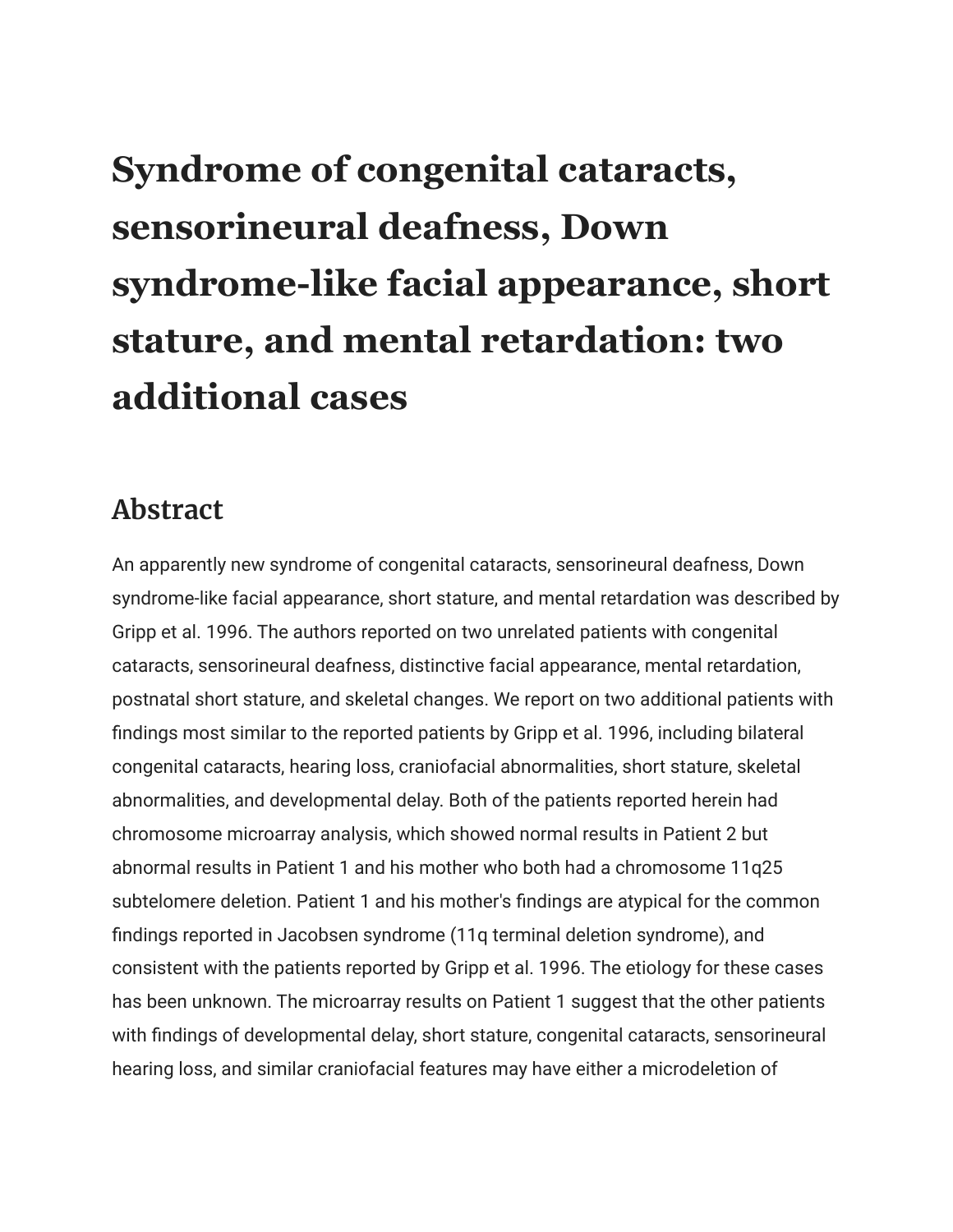# Syndrome of congenital cataracts, sensorineural deafness, Down syndrome-like facial appearance, short stature, and mental retardation: two additional cases

## Abstract

An apparently new syndrome of congenital cataracts, sensorineural deafness, Down syndrome-like facial appearance, short stature, and mental retardation was described by Gripp et al. 1996. The authors reported on two unrelated patients with congenital cataracts, sensorineural deafness, distinctive facial appearance, mental retardation, postnatal short stature, and skeletal changes. We report on two additional patients with findings most similar to the reported patients by Gripp et al. 1996, including bilateral congenital cataracts, hearing loss, craniofacial abnormalities, short stature, skeletal abnormalities, and developmental delay. Both of the patients reported herein had chromosome microarray analysis, which showed normal results in Patient 2 but abnormal results in Patient 1 and his mother who both had a chromosome 11q25 subtelomere deletion. Patient 1 and his mother's findings are atypical for the common findings reported in Jacobsen syndrome (11q terminal deletion syndrome), and consistent with the patients reported by Gripp et al. 1996. The etiology for these cases has been unknown. The microarray results on Patient 1 suggest that the other patients with findings of developmental delay, short stature, congenital cataracts, sensorineural hearing loss, and similar craniofacial features may have either a microdeletion of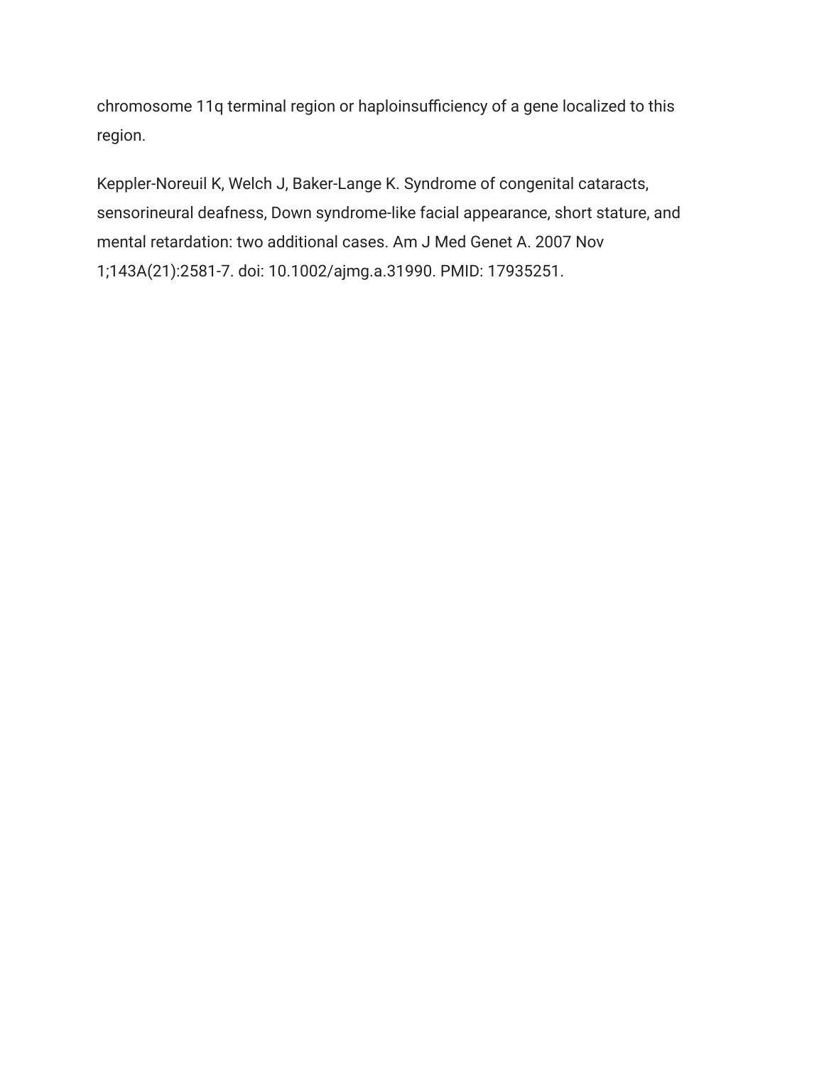chromosome 11q terminal region or haploinsufficiency of a gene localized to this region.

Keppler-Noreuil K, Welch J, Baker-Lange K. Syndrome of congenital cataracts, sensorineural deafness, Down syndrome-like facial appearance, short stature, and mental retardation: two additional cases. Am J Med Genet A. 2007 Nov 1;143A(21):2581-7. doi: 10.1002/ajmg.a.31990. PMID: 17935251.